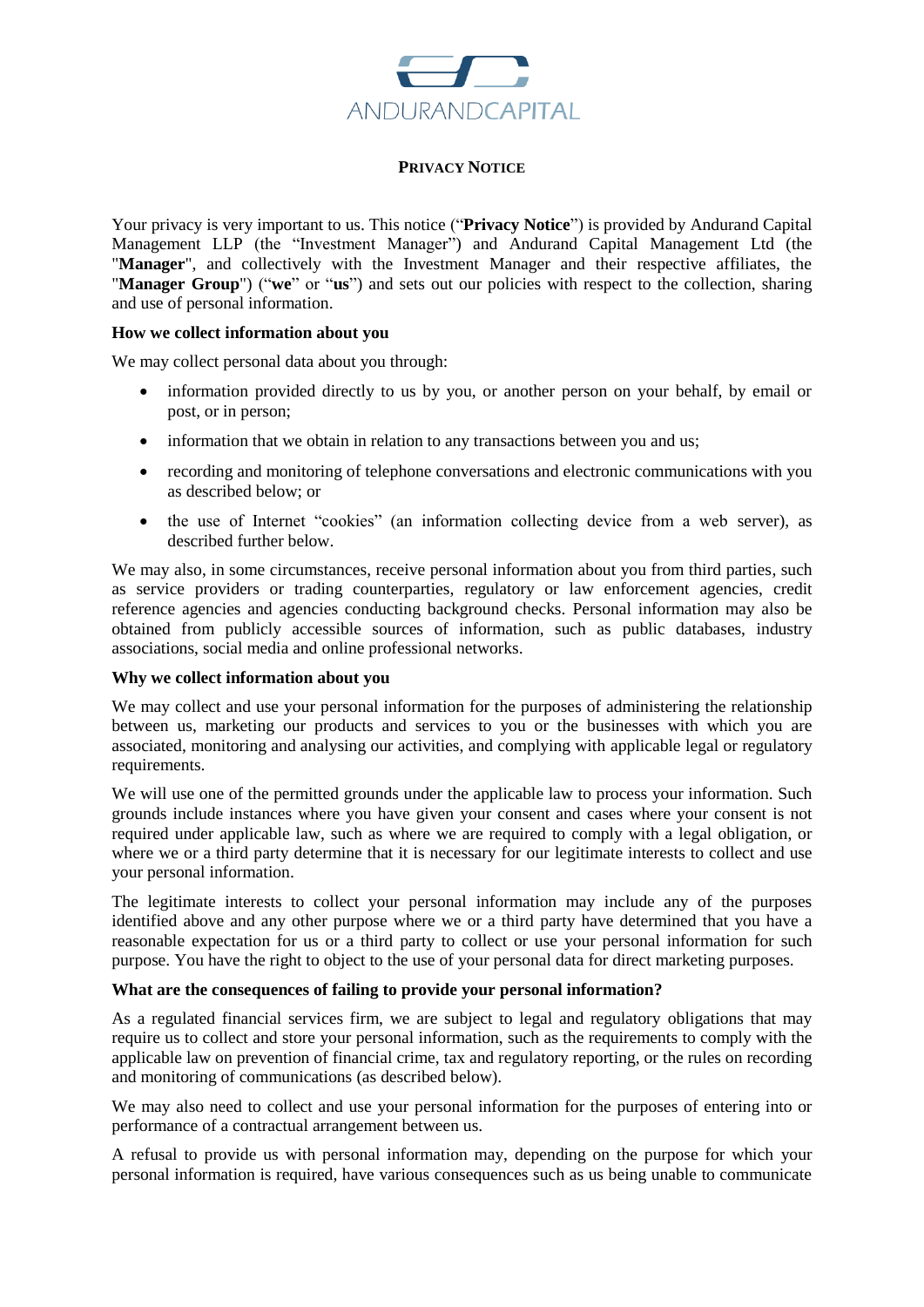ANDURANDCAPITAL

# PRIVACY NOTICE

Your privacy is very important to us. This notice ("**Privacy Notice**") is provided by Andurand Capital Management LLP (the "Investment Manager") and Andurand Capital Management Ltd (the "**Manager**", and collectively with the Investment Manager and their respective affiliates, the "**Manager Group**") ("**we**" or "**us**") and sets out our policies with respect to the collection, sharing and use of personal information.

**How we collect information about you**

We may collect personal data about you through:

- information provided directly to us by you, or another person on your behalf, by email or post, or in person;
- information that we obtain in relation to any transactions between you and us;
- recording and monitoring of telephone conversations and electronic communications with you as described below; or
- the use of Internet "cookies" (an information collecting device from a web server), as described further below.

We may also, in some circumstances, receive personal information about you from third parties, such as service providers or trading counterparties, regulatory or law enforcement agencies, credit reference agencies and agencies conducting background checks. Personal information may also be obtained from publicly accessible sources of information, such as public databases, industry associations, social media and online professional networks.

**Why we collect information about you**

We may collect and use your personal information for the purposes of administering the relationship between us, marketing our products and services to you or the businesses with which you are associated, monitoring and analysing our activities, and complying with applicable legal or regulatory requirements.

We will use one of the permitted grounds under the applicable law to process your information. Such grounds include instances where you have given your consent and cases where your consent is not required under applicable law, such as where we are required to comply with a legal obligation, or where we or a third party determine that it is necessary for our legitimate interests to collect and use your personal information.

The legitimate interests to collect your personal information may include any of the purposes identified above and any other purpose where we or a third party have determined that you have a reasonable expectation for us or a third party to collect or use your personal information for such purpose. You have the right to object to the use of your personal data for direct marketing purposes.

**What are the consequences of failing to provide your personal information?**

As a regulated financial services firm, we are subject to legal and regulatory obligations that may require us to collect and store your personal information, such as the requirements to comply with the applicable law on prevention of financial crime, tax and regulatory reporting, or the rules on recording and monitoring of communications (as described below).

We may also need to collect and use your personal information for the purposes of entering into or performance of a contractual arrangement between us.

A refusal to provide us with personal information may, depending on the purpose for which your personal information is required, have various consequences such as us being unable to communicate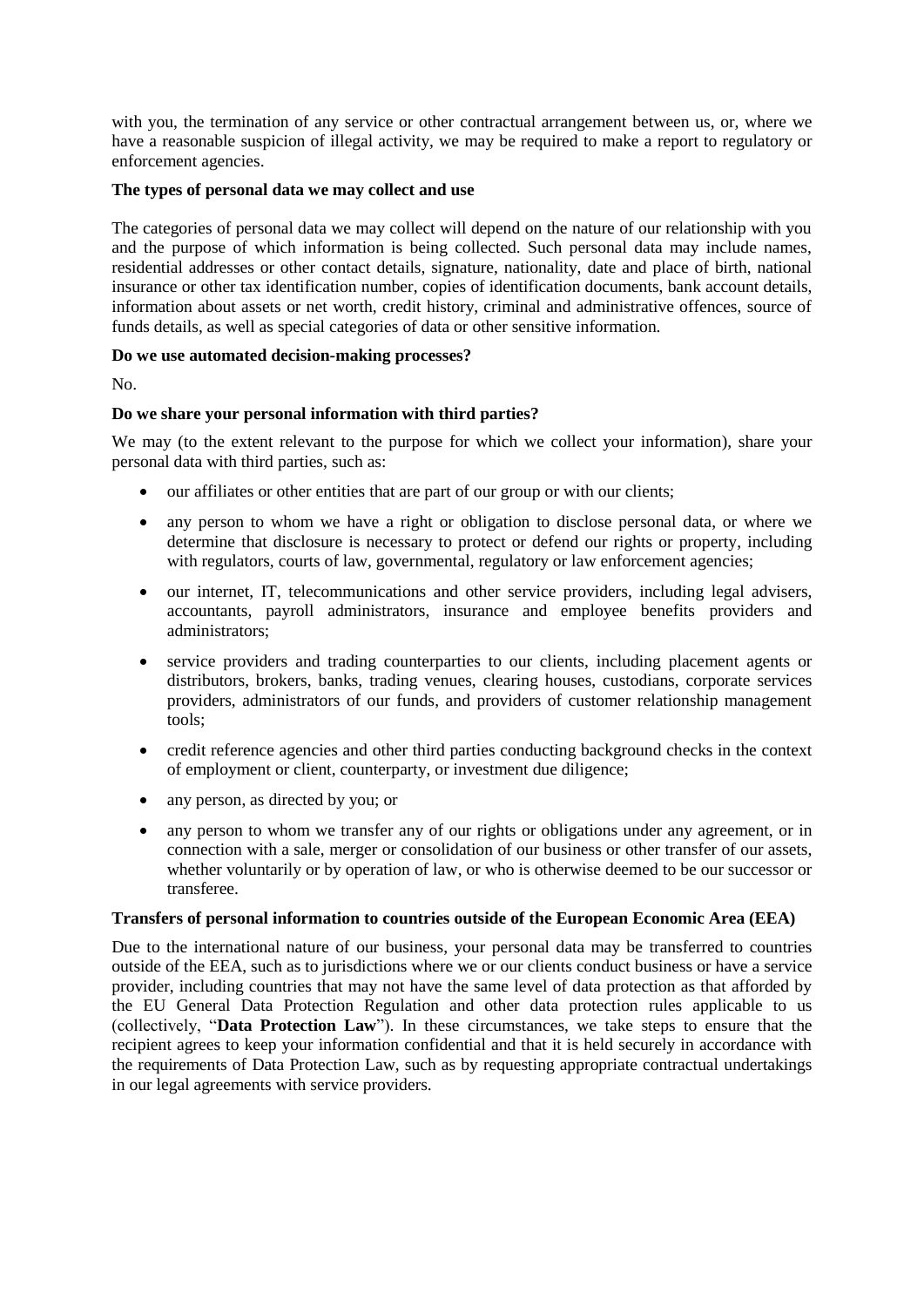with you, the termination of any service or other contractual arrangement between us, or, where we have a reasonable suspicion of illegal activity, we may be required to make a report to regulatory or enforcement agencies.

**The types of personal data we may collect and use**

The categories of personal data we may collect will depend on the nature of our relationship with you and the purpose of which information is being collected. Such personal data may include names, residential addresses or other contact details, signature, nationality, date and place of birth, national insurance or other tax identification number, copies of identification documents, bank account details, information about assets or net worth, credit history, criminal and administrative offences, source of funds details, as well as special categories of data or other sensitive information.

**Do we use automated decision-making processes?**

No.

**Do we share your personal information with third parties?**

We may (to the extent relevant to the purpose for which we collect your information), share your personal data with third parties, such as:

- our affiliates or other entities that are part of our group or with our clients;
- any person to whom we have a right or obligation to disclose personal data, or where we determine that disclosure is necessary to protect or defend our rights or property, including with regulators, courts of law, governmental, regulatory or law enforcement agencies;
- our internet, IT, telecommunications and other service providers, including legal advisers, accountants, payroll administrators, insurance and employee benefits providers and administrators;
- service providers and trading counterparties to our clients, including placement agents or distributors, brokers, banks, trading venues, clearing houses, custodians, corporate services providers, administrators of our funds, and providers of customer relationship management tools;
- credit reference agencies and other third parties conducting background checks in the context of employment or client, counterparty, or investment due diligence;
- any person, as directed by you; or
- any person to whom we transfer any of our rights or obligations under any agreement, or in connection with a sale, merger or consolidation of our business or other transfer of our assets, whether voluntarily or by operation of law, or who is otherwise deemed to be our successor or transferee.

**Transfers of personal information to countries outside of the European Economic Area (EEA)**

Due to the international nature of our business, your personal data may be transferred to countries outside of the EEA, such as to jurisdictions where we or our clients conduct business or have a service provider, including countries that may not have the same level of data protection as that afforded by the EU General Data Protection Regulation and other data protection rules applicable to us (collectively, "**Data Protection Law**"). In these circumstances, we take steps to ensure that the recipient agrees to keep your information confidential and that it is held securely in accordance with the requirements of Data Protection Law, such as by requesting appropriate contractual undertakings in our legal agreements with service providers.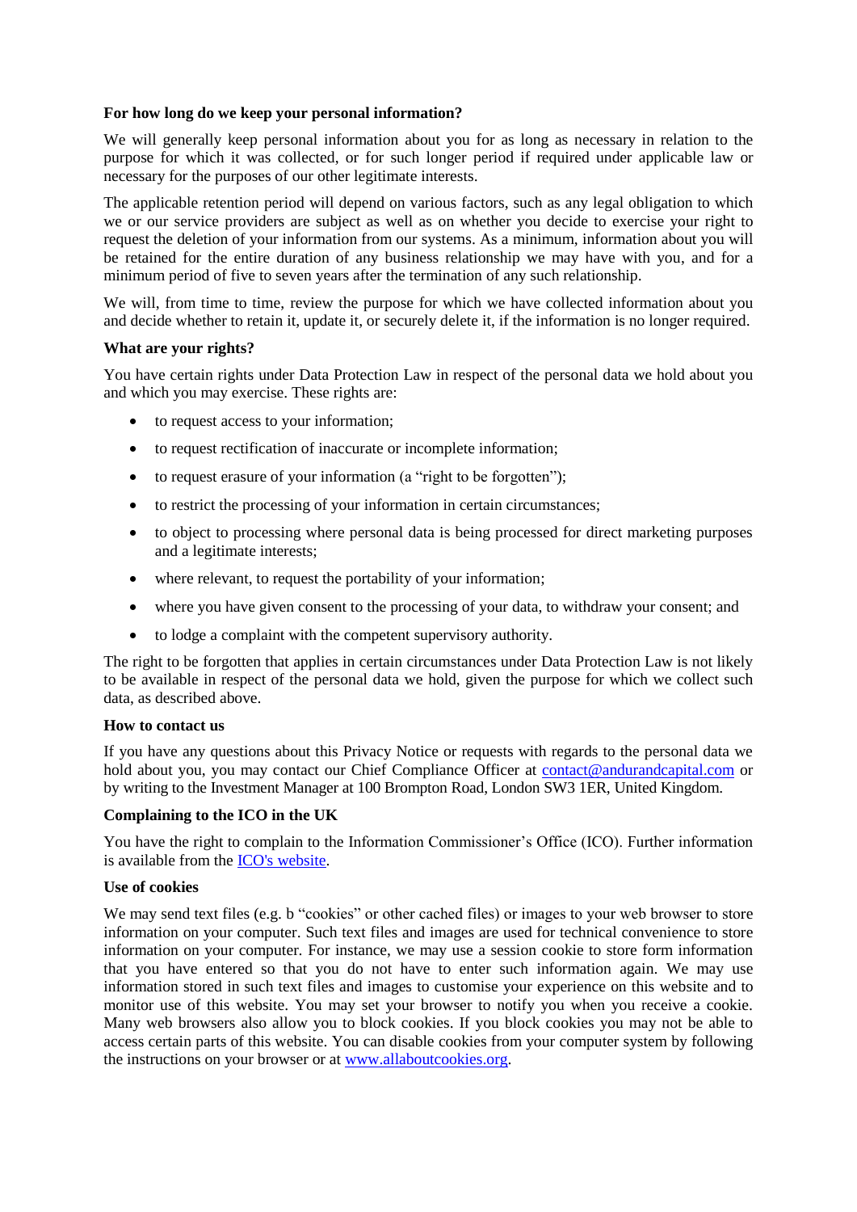**For how long do we keep your personal information?**

We will generally keep personal information about you for as long as necessary in relation to the purpose for which it was collected, or for such longer period if required under applicable law or necessary for the purposes of our other legitimate interests.

The applicable retention period will depend on various factors, such as any legal obligation to which we or our service providers are subject as well as on whether you decide to exercise your right to request the deletion of your information from our systems. As a minimum, information about you will be retained for the entire duration of any business relationship we may have with you, and for a minimum period of five to seven years after the termination of any such relationship.

We will, from time to time, review the purpose for which we have collected information about you and decide whether to retain it, update it, or securely delete it, if the information is no longer required.

**What are your rights?**

You have certain rights under Data Protection Law in respect of the personal data we hold about you and which you may exercise. These rights are:

- to request access to your information;
- to request rectification of inaccurate or incomplete information;
- to request erasure of your information (a "right to be forgotten");
- to restrict the processing of your information in certain circumstances;
- to object to processing where personal data is being processed for direct marketing purposes and a legitimate interests;
- where relevant, to request the portability of your information;
- where you have given consent to the processing of your data, to withdraw your consent; and
- to lodge a complaint with the competent supervisory authority.

The right to be forgotten that applies in certain circumstances under Data Protection Law is not likely to be available in respect of the personal data we hold, given the purpose for which we collect such data, as described above.

**How to contact us**

If you have any questions about this Privacy Notice or requests with regards to the personal data we hold about you, you may contact our Chief Compliance Officer at contact@andurandcapital.com or by writing to the Investment Manager at 100 Brompton Road, London SW3 1ER, United Kingdom.

**Complaining to the ICO in the UK**

You have the right to complain to the Information Commissioner's Office (ICO). Further information is available from the ICO's website.

**Use of cookies**

We may send text files (e.g. b "cookies" or other cached files) or images to your web browser to store information on your computer. Such text files and images are used for technical convenience to store information on your computer. For instance, we may use a session cookie to store form information that you have entered so that you do not have to enter such information again. We may use information stored in such text files and images to customise your experience on this website and to monitor use of this website. You may set your browser to notify you when you receive a cookie. Many web browsers also allow you to block cookies. If you block cookies you may not be able to access certain parts of this website. You can disable cookies from your computer system by following the instructions on your browser or at www.allaboutcookies.org.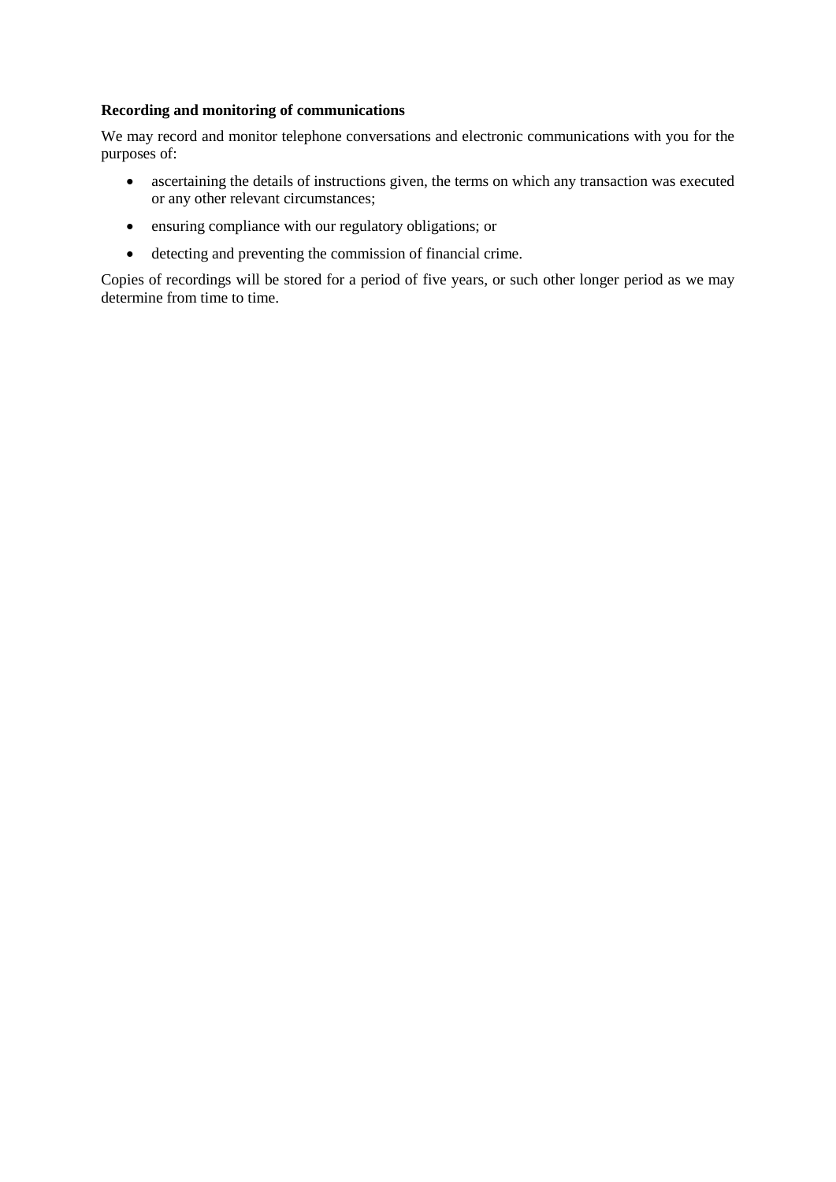**Recording and monitoring of communications**

We may record and monitor telephone conversations and electronic communications with you for the purposes of:

- ascertaining the details of instructions given, the terms on which any transaction was executed or any other relevant circumstances;
- ensuring compliance with our regulatory obligations; or
- detecting and preventing the commission of financial crime.

Copies of recordings will be stored for a period of five years, or such other longer period as we may determine from time to time.